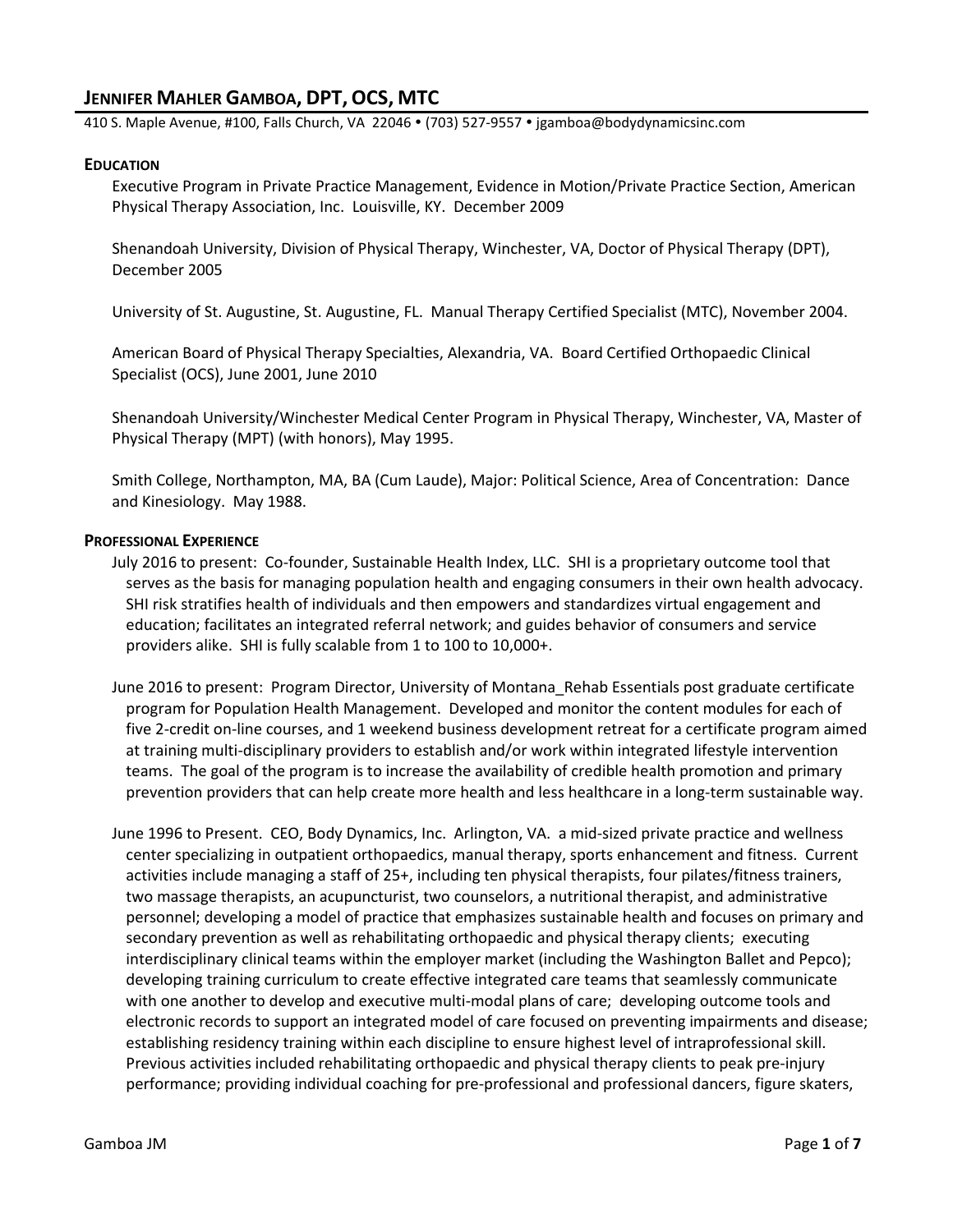# JENNIFER MAHLER GAMBOA, DPT, OCS, MTC

410 S. Maple Avenue, #100, Falls Church, VA 22046 • (703) 527-9557 • jgamboa@bodydynamicsinc.com

## EDUCATION

Executive Program in Private Practice Management, Evidence in Motion/Private Practice Section, American Physical Therapy Association, Inc. Louisville, KY. December 2009

Shenandoah University, Division of Physical Therapy, Winchester, VA, Doctor of Physical Therapy (DPT), December 2005

University of St. Augustine, St. Augustine, FL. Manual Therapy Certified Specialist (MTC), November 2004.

American Board of Physical Therapy Specialties, Alexandria, VA. Board Certified Orthopaedic Clinical Specialist (OCS), June 2001, June 2010

Shenandoah University/Winchester Medical Center Program in Physical Therapy, Winchester, VA, Master of Physical Therapy (MPT) (with honors), May 1995.

Smith College, Northampton, MA, BA (Cum Laude), Major: Political Science, Area of Concentration: Dance and Kinesiology. May 1988.

## PROFESSIONAL EXPERIENCE

July 2016 to present: Co-founder, Sustainable Health Index, LLC. SHI is a proprietary outcome tool that serves as the basis for managing population health and engaging consumers in their own health advocacy. SHI risk stratifies health of individuals and then empowers and standardizes virtual engagement and education; facilitates an integrated referral network; and guides behavior of consumers and service providers alike. SHI is fully scalable from 1 to 100 to 10,000+.

June 2016 to present: Program Director, University of Montana_Rehab Essentials post graduate certificate program for Population Health Management. Developed and monitor the content modules for each of five 2-credit on-line courses, and 1 weekend business development retreat for a certificate program aimed at training multi-disciplinary providers to establish and/or work within integrated lifestyle intervention teams. The goal of the program is to increase the availability of credible health promotion and primary prevention providers that can help create more health and less healthcare in a long-term sustainable way.

June 1996 to Present. CEO, Body Dynamics, Inc. Arlington, VA. a mid-sized private practice and wellness center specializing in outpatient orthopaedics, manual therapy, sports enhancement and fitness. Current activities include managing a staff of 25+, including ten physical therapists, four pilates/fitness trainers, two massage therapists, an acupuncturist, two counselors, a nutritional therapist, and administrative personnel; developing a model of practice that emphasizes sustainable health and focuses on primary and secondary prevention as well as rehabilitating orthopaedic and physical therapy clients; executing interdisciplinary clinical teams within the employer market (including the Washington Ballet and Pepco); developing training curriculum to create effective integrated care teams that seamlessly communicate with one another to develop and executive multi-modal plans of care; developing outcome tools and electronic records to support an integrated model of care focused on preventing impairments and disease; establishing residency training within each discipline to ensure highest level of intraprofessional skill. Previous activities included rehabilitating orthopaedic and physical therapy clients to peak pre-injury performance; providing individual coaching for pre-professional and professional dancers, figure skaters,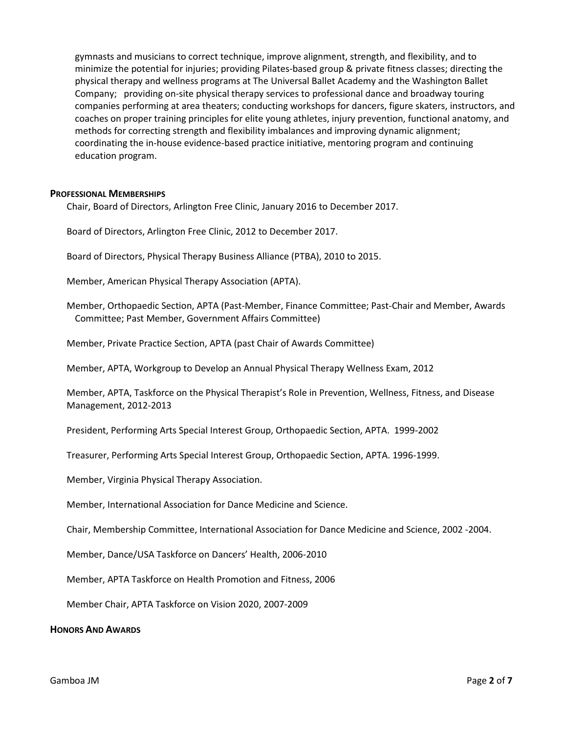gymnasts and musicians to correct technique, improve alignment, strength, and flexibility, and to minimize the potential for injuries; providing Pilates-based group & private fitness classes; directing the physical therapy and wellness programs at The Universal Ballet Academy and the Washington Ballet Company; providing on-site physical therapy services to professional dance and broadway touring companies performing at area theaters; conducting workshops for dancers, figure skaters, instructors, and coaches on proper training principles for elite young athletes, injury prevention, functional anatomy, and methods for correcting strength and flexibility imbalances and improving dynamic alignment; coordinating the in-house evidence-based practice initiative, mentoring program and continuing education program.

## Professional Memberships

Chair, Board of Directors, Arlington Free Clinic, January 2016 to December 2017.

Board of Directors, Arlington Free Clinic, 2012 to December 2017.

Board of Directors, Physical Therapy Business Alliance (PTBA), 2010 to 2015.

Member, American Physical Therapy Association (APTA).

Member, Orthopaedic Section, APTA (Past-Member, Finance Committee; Past-Chair and Member, Awards Committee; Past Member, Government Affairs Committee)

Member, Private Practice Section, APTA (past Chair of Awards Committee)

Member, APTA, Workgroup to Develop an Annual Physical Therapy Wellness Exam, 2012

Member, APTA, Taskforce on the Physical Therapist's Role in Prevention, Wellness, Fitness, and Disease Management, 2012-2013

President, Performing Arts Special Interest Group, Orthopaedic Section, APTA. 1999-2002

Treasurer, Performing Arts Special Interest Group, Orthopaedic Section, APTA. 1996-1999.

Member, Virginia Physical Therapy Association.

Member, International Association for Dance Medicine and Science.

Chair, Membership Committee, International Association for Dance Medicine and Science, 2002 -2004.

Member, Dance/USA Taskforce on Dancers' Health, 2006-2010

Member, APTA Taskforce on Health Promotion and Fitness, 2006

Member Chair, APTA Taskforce on Vision 2020, 2007-2009

## Honors And Awards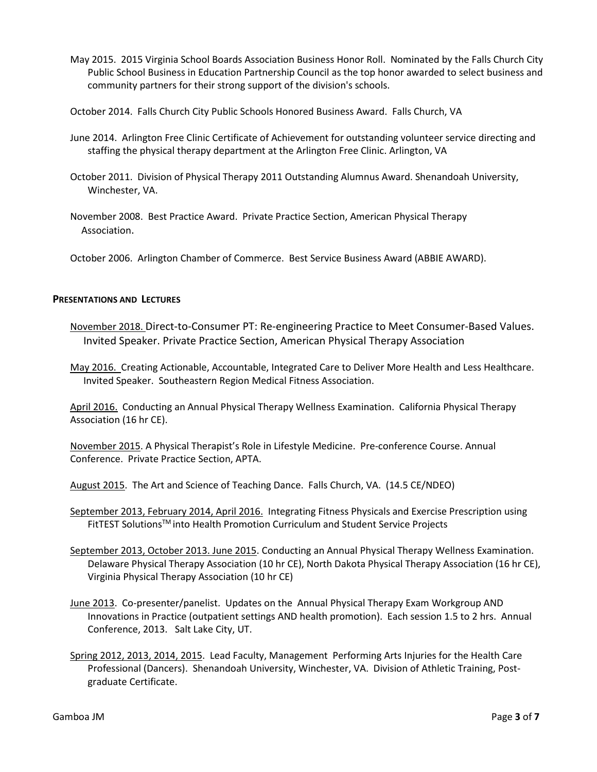May 2015. 2015 Virginia School Boards Association Business Honor Roll. Nominated by the Falls Church City Public School Business in Education Partnership Council as the top honor awarded to select business and community partners for their strong support of the division's schools.

October 2014. Falls Church City Public Schools Honored Business Award. Falls Church, VA

June 2014. Arlington Free Clinic Certificate of Achievement for outstanding volunteer service directing and staffing the physical therapy department at the Arlington Free Clinic. Arlington, VA

October 2011. Division of Physical Therapy 2011 Outstanding Alumnus Award. Shenandoah University, Winchester, VA.

November 2008. Best Practice Award. Private Practice Section, American Physical Therapy Association.

October 2006. Arlington Chamber of Commerce. Best Service Business Award (ABBIE AWARD).

## PRESENTATIONS AND LECTURES

November 2018. Direct-to-Consumer PT: Re-engineering Practice to Meet Consumer-Based Values. Invited Speaker. Private Practice Section, American Physical Therapy Association

May 2016. Creating Actionable, Accountable, Integrated Care to Deliver More Health and Less Healthcare. Invited Speaker. Southeastern Region Medical Fitness Association.

April 2016. Conducting an Annual Physical Therapy Wellness Examination. California Physical Therapy Association (16 hr CE).

November 2015. A Physical Therapist's Role in Lifestyle Medicine. Pre-conference Course. Annual Conference. Private Practice Section, APTA.

August 2015. The Art and Science of Teaching Dance. Falls Church, VA. (14.5 CE/NDEO)

September 2013, February 2014, April 2016. Integrating Fitness Physicals and Exercise Prescription using FitTEST Solutions™ into Health Promotion Curriculum and Student Service Projects

September 2013, October 2013. June 2015. Conducting an Annual Physical Therapy Wellness Examination. Delaware Physical Therapy Association (10 hr CE), North Dakota Physical Therapy Association (16 hr CE), Virginia Physical Therapy Association (10 hr CE)

June 2013. Co-presenter/panelist. Updates on the Annual Physical Therapy Exam Workgroup AND Innovations in Practice (outpatient settings AND health promotion). Each session 1.5 to 2 hrs. Annual Conference, 2013. Salt Lake City, UT.

Spring 2012, 2013, 2014, 2015. Lead Faculty, Management Performing Arts Injuries for the Health Care Professional (Dancers). Shenandoah University, Winchester, VA. Division of Athletic Training, Post-graduate Certificate.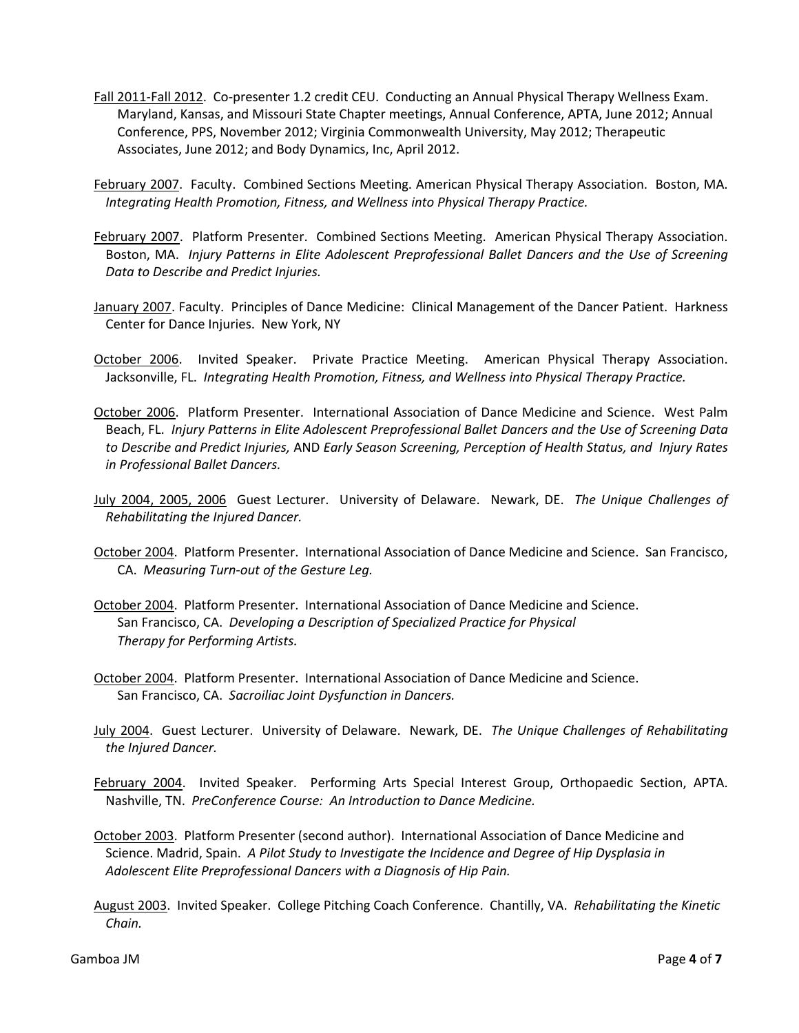Fall 2011-Fall 2012. Co-presenter 1.2 credit CEU. Conducting an Annual Physical Therapy Wellness Exam. Maryland, Kansas, and Missouri State Chapter meetings, Annual Conference, APTA, June 2012; Annual Conference, PPS, November 2012; Virginia Commonwealth University, May 2012; Therapeutic Associates, June 2012; and Body Dynamics, Inc, April 2012.

February 2007. Faculty. Combined Sections Meeting. American Physical Therapy Association. Boston, MA. *Integrating Health Promotion, Fitness, and Wellness into Physical Therapy Practice.*

February 2007. Platform Presenter. Combined Sections Meeting. American Physical Therapy Association. Boston, MA. *Injury Patterns in Elite Adolescent Preprofessional Ballet Dancers and the Use of Screening Data to Describe and Predict Injuries.*

January 2007. Faculty. Principles of Dance Medicine: Clinical Management of the Dancer Patient. Harkness Center for Dance Injuries. New York, NY

October 2006. Invited Speaker. Private Practice Meeting. American Physical Therapy Association. Jacksonville, FL. *Integrating Health Promotion, Fitness, and Wellness into Physical Therapy Practice.*

October 2006. Platform Presenter. International Association of Dance Medicine and Science. West Palm Beach, FL. *Injury Patterns in Elite Adolescent Preprofessional Ballet Dancers and the Use of Screening Data to Describe and Predict Injuries,* AND *Early Season Screening, Perception of Health Status, and Injury Rates in Professional Ballet Dancers.*

July 2004, 2005, 2006 Guest Lecturer. University of Delaware. Newark, DE. *The Unique Challenges of Rehabilitating the Injured Dancer.*

October 2004. Platform Presenter. International Association of Dance Medicine and Science. San Francisco, CA. *Measuring Turn-out of the Gesture Leg.*

October 2004. Platform Presenter. International Association of Dance Medicine and Science. San Francisco, CA. *Developing a Description of Specialized Practice for Physical Therapy for Performing Artists.*

October 2004. Platform Presenter. International Association of Dance Medicine and Science. San Francisco, CA. *Sacroiliac Joint Dysfunction in Dancers.*

July 2004. Guest Lecturer. University of Delaware. Newark, DE. *The Unique Challenges of Rehabilitating the Injured Dancer.*

February 2004. Invited Speaker. Performing Arts Special Interest Group, Orthopaedic Section, APTA. Nashville, TN. *PreConference Course: An Introduction to Dance Medicine.*

October 2003. Platform Presenter (second author). International Association of Dance Medicine and Science. Madrid, Spain. *A Pilot Study to Investigate the Incidence and Degree of Hip Dysplasia in Adolescent Elite Preprofessional Dancers with a Diagnosis of Hip Pain.*

August 2003. Invited Speaker. College Pitching Coach Conference. Chantilly, VA. *Rehabilitating the Kinetic Chain.*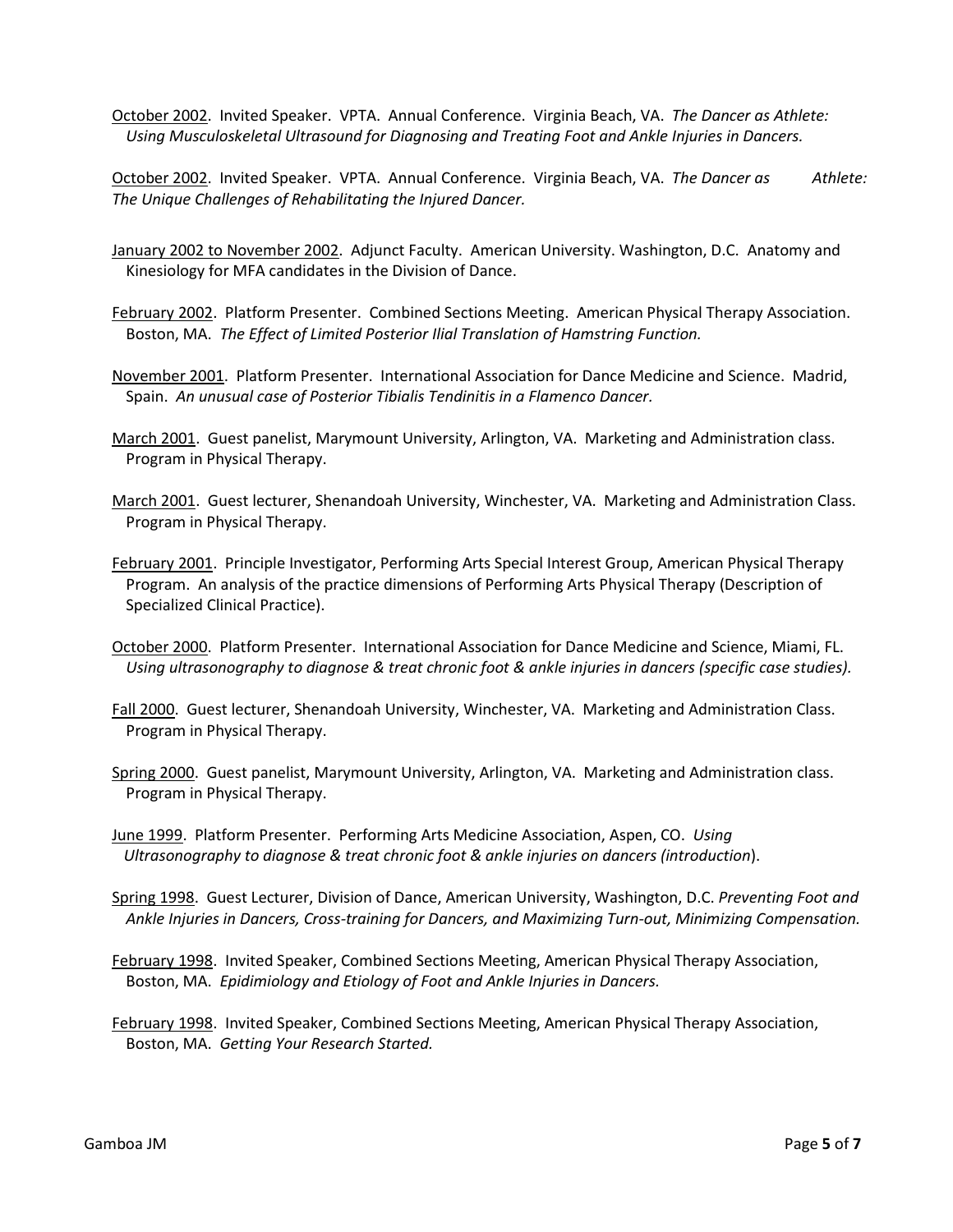<u>October 2002</u>. Invited Speaker. VPTA. Annual Conference. Virginia Beach, VA. *The Dancer as Athlete: Using Musculoskeletal Ultrasound for Diagnosing and Treating Foot and Ankle Injuries in Dancers.*

<u>October 2002</u>. Invited Speaker. VPTA. Annual Conference. Virginia Beach, VA. *The Dancer as Athlete: The Unique Challenges of Rehabilitating the Injured Dancer.*

<u>January 2002 to November 2002</u>. Adjunct Faculty. American University. Washington, D.C. Anatomy and Kinesiology for MFA candidates in the Division of Dance.

<u>February 2002</u>. Platform Presenter. Combined Sections Meeting. American Physical Therapy Association. Boston, MA. *The Effect of Limited Posterior Ilial Translation of Hamstring Function.*

<u>November 2001</u>. Platform Presenter. International Association for Dance Medicine and Science. Madrid, Spain. *An unusual case of Posterior Tibialis Tendinitis in a Flamenco Dancer.*

<u>March 2001</u>. Guest panelist, Marymount University, Arlington, VA. Marketing and Administration class. Program in Physical Therapy.

<u>March 2001</u>. Guest lecturer, Shenandoah University, Winchester, VA. Marketing and Administration Class. Program in Physical Therapy.

<u>February 2001</u>. Principle Investigator, Performing Arts Special Interest Group, American Physical Therapy Program. An analysis of the practice dimensions of Performing Arts Physical Therapy (Description of Specialized Clinical Practice).

<u>October 2000</u>. Platform Presenter. International Association for Dance Medicine and Science, Miami, FL. *Using ultrasonography to diagnose & treat chronic foot & ankle injuries in dancers (specific case studies).*

<u>Fall 2000</u>. Guest lecturer, Shenandoah University, Winchester, VA. Marketing and Administration Class. Program in Physical Therapy.

<u>Spring 2000</u>. Guest panelist, Marymount University, Arlington, VA. Marketing and Administration class. Program in Physical Therapy.

<u>June 1999</u>. Platform Presenter. Performing Arts Medicine Association, Aspen, CO. *Using Ultrasonography to diagnose & treat chronic foot & ankle injuries on dancers (introduction*).

<u>Spring 1998</u>. Guest Lecturer, Division of Dance, American University, Washington, D.C. *Preventing Foot and Ankle Injuries in Dancers, Cross-training for Dancers, and Maximizing Turn-out, Minimizing Compensation.*

<u>February 1998</u>. Invited Speaker, Combined Sections Meeting, American Physical Therapy Association, Boston, MA. *Epidimiology and Etiology of Foot and Ankle Injuries in Dancers.*

<u>February 1998</u>. Invited Speaker, Combined Sections Meeting, American Physical Therapy Association, Boston, MA. *Getting Your Research Started.*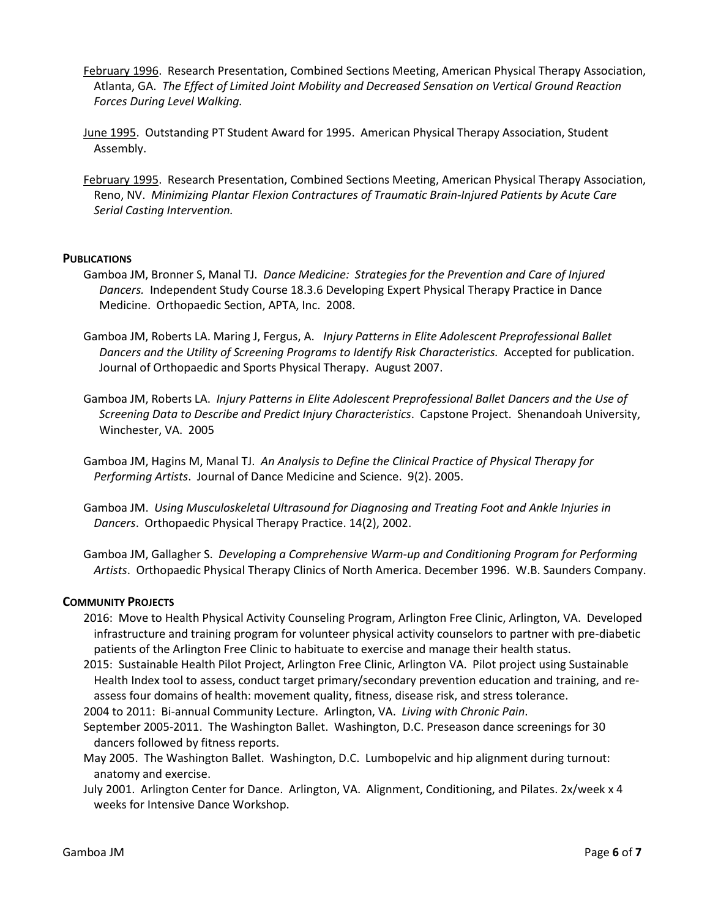February 1996. Research Presentation, Combined Sections Meeting, American Physical Therapy Association, Atlanta, GA. *The Effect of Limited Joint Mobility and Decreased Sensation on Vertical Ground Reaction Forces During Level Walking.*

June 1995. Outstanding PT Student Award for 1995. American Physical Therapy Association, Student Assembly.

February 1995. Research Presentation, Combined Sections Meeting, American Physical Therapy Association, Reno, NV. *Minimizing Plantar Flexion Contractures of Traumatic Brain-Injured Patients by Acute Care Serial Casting Intervention.*

## PUBLICATIONS

Gamboa JM, Bronner S, Manal TJ. *Dance Medicine: Strategies for the Prevention and Care of Injured Dancers.* Independent Study Course 18.3.6 Developing Expert Physical Therapy Practice in Dance Medicine. Orthopaedic Section, APTA, Inc. 2008.

Gamboa JM, Roberts LA. Maring J, Fergus, A. *Injury Patterns in Elite Adolescent Preprofessional Ballet Dancers and the Utility of Screening Programs to Identify Risk Characteristics.* Accepted for publication. Journal of Orthopaedic and Sports Physical Therapy. August 2007.

Gamboa JM, Roberts LA. *Injury Patterns in Elite Adolescent Preprofessional Ballet Dancers and the Use of Screening Data to Describe and Predict Injury Characteristics*. Capstone Project. Shenandoah University, Winchester, VA. 2005

Gamboa JM, Hagins M, Manal TJ. *An Analysis to Define the Clinical Practice of Physical Therapy for Performing Artists*. Journal of Dance Medicine and Science. 9(2). 2005.

Gamboa JM. *Using Musculoskeletal Ultrasound for Diagnosing and Treating Foot and Ankle Injuries in Dancers*. Orthopaedic Physical Therapy Practice. 14(2), 2002.

Gamboa JM, Gallagher S. *Developing a Comprehensive Warm-up and Conditioning Program for Performing Artists*. Orthopaedic Physical Therapy Clinics of North America. December 1996. W.B. Saunders Company.

## COMMUNITY PROJECTS

2016: Move to Health Physical Activity Counseling Program, Arlington Free Clinic, Arlington, VA. Developed infrastructure and training program for volunteer physical activity counselors to partner with pre-diabetic patients of the Arlington Free Clinic to habituate to exercise and manage their health status.

2015: Sustainable Health Pilot Project, Arlington Free Clinic, Arlington VA. Pilot project using Sustainable Health Index tool to assess, conduct target primary/secondary prevention education and training, and re-assess four domains of health: movement quality, fitness, disease risk, and stress tolerance.

2004 to 2011: Bi-annual Community Lecture. Arlington, VA. *Living with Chronic Pain*.

September 2005-2011. The Washington Ballet. Washington, D.C. Preseason dance screenings for 30 dancers followed by fitness reports.

May 2005. The Washington Ballet. Washington, D.C. Lumbopelvic and hip alignment during turnout: anatomy and exercise.

July 2001. Arlington Center for Dance. Arlington, VA. Alignment, Conditioning, and Pilates. 2x/week x 4 weeks for Intensive Dance Workshop.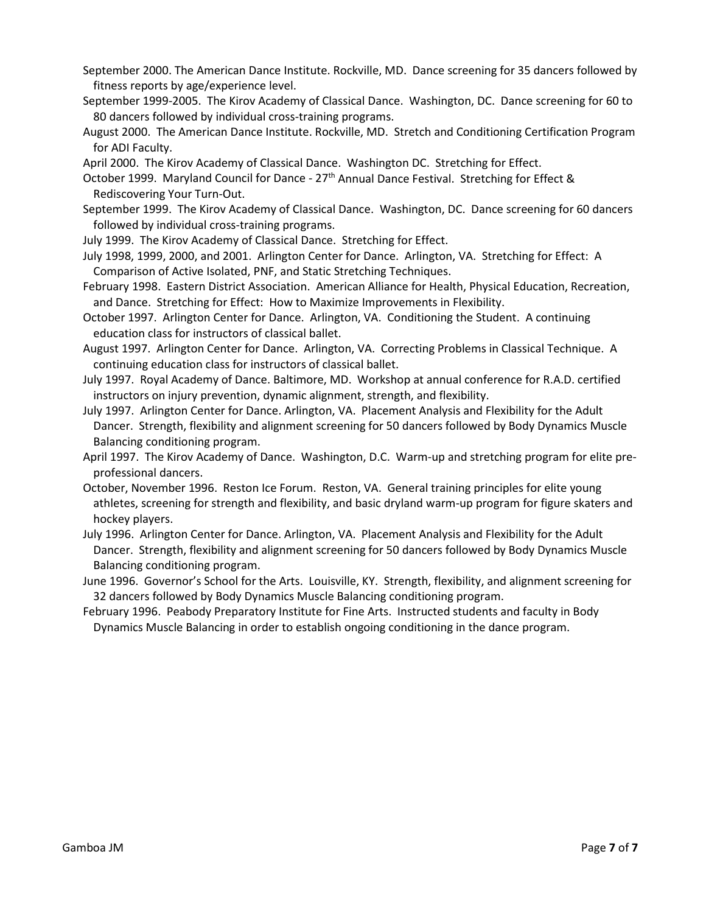September 2000. The American Dance Institute. Rockville, MD. Dance screening for 35 dancers followed by fitness reports by age/experience level.

September 1999-2005. The Kirov Academy of Classical Dance. Washington, DC. Dance screening for 60 to 80 dancers followed by individual cross-training programs.

August 2000. The American Dance Institute. Rockville, MD. Stretch and Conditioning Certification Program for ADI Faculty.

April 2000. The Kirov Academy of Classical Dance. Washington DC. Stretching for Effect.

October 1999. Maryland Council for Dance - 27th Annual Dance Festival. Stretching for Effect & Rediscovering Your Turn-Out.

September 1999. The Kirov Academy of Classical Dance. Washington, DC. Dance screening for 60 dancers followed by individual cross-training programs.

July 1999. The Kirov Academy of Classical Dance. Stretching for Effect.

July 1998, 1999, 2000, and 2001. Arlington Center for Dance. Arlington, VA. Stretching for Effect: A Comparison of Active Isolated, PNF, and Static Stretching Techniques.

February 1998. Eastern District Association. American Alliance for Health, Physical Education, Recreation, and Dance. Stretching for Effect: How to Maximize Improvements in Flexibility.

October 1997. Arlington Center for Dance. Arlington, VA. Conditioning the Student. A continuing education class for instructors of classical ballet.

August 1997. Arlington Center for Dance. Arlington, VA. Correcting Problems in Classical Technique. A continuing education class for instructors of classical ballet.

July 1997. Royal Academy of Dance. Baltimore, MD. Workshop at annual conference for R.A.D. certified instructors on injury prevention, dynamic alignment, strength, and flexibility.

July 1997. Arlington Center for Dance. Arlington, VA. Placement Analysis and Flexibility for the Adult Dancer. Strength, flexibility and alignment screening for 50 dancers followed by Body Dynamics Muscle Balancing conditioning program.

April 1997. The Kirov Academy of Dance. Washington, D.C. Warm-up and stretching program for elite pre-professional dancers.

October, November 1996. Reston Ice Forum. Reston, VA. General training principles for elite young athletes, screening for strength and flexibility, and basic dryland warm-up program for figure skaters and hockey players.

July 1996. Arlington Center for Dance. Arlington, VA. Placement Analysis and Flexibility for the Adult Dancer. Strength, flexibility and alignment screening for 50 dancers followed by Body Dynamics Muscle Balancing conditioning program.

June 1996. Governor's School for the Arts. Louisville, KY. Strength, flexibility, and alignment screening for 32 dancers followed by Body Dynamics Muscle Balancing conditioning program.

February 1996. Peabody Preparatory Institute for Fine Arts. Instructed students and faculty in Body Dynamics Muscle Balancing in order to establish ongoing conditioning in the dance program.